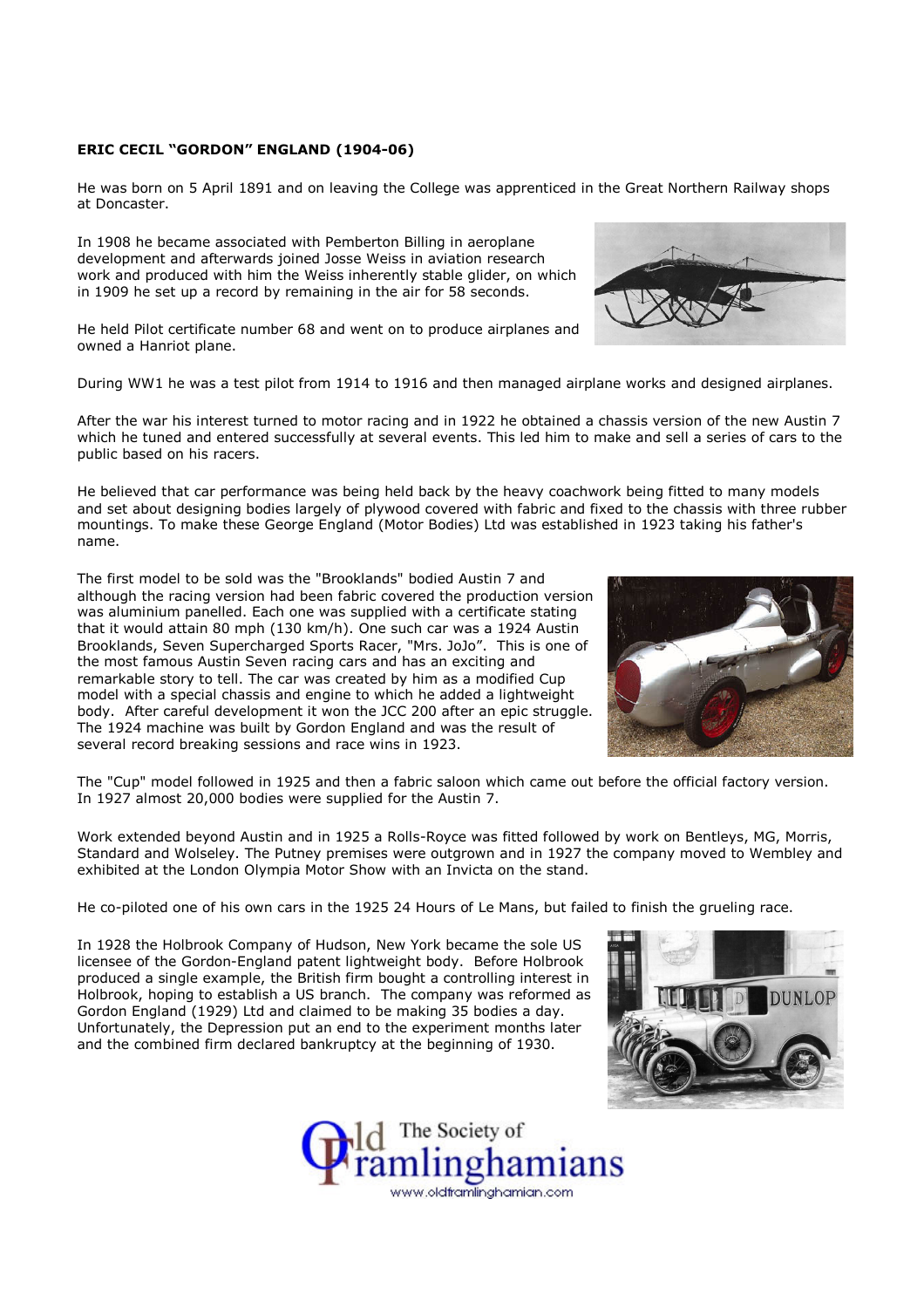**ERIC CECIL "GORDON" ENGLAND (1904-06)**

He was born on 5 April 1891 and on leaving the College was apprenticed in the Great Northern Railway shops at Doncaster.

In 1908 he became associated with Pemberton Billing in aeroplane development and afterwards joined Josse Weiss in aviation research work and produced with him the Weiss inherently stable glider, on which in 1909 he set up a record by remaining in the air for 58 seconds.

He held Pilot certificate number 68 and went on to produce airplanes and owned a Hanriot plane.

During WW1 he was a test pilot from 1914 to 1916 and then managed airplane works and designed airplanes.

After the war his interest turned to motor racing and in 1922 he obtained a chassis version of the new Austin 7 which he tuned and entered successfully at several events. This led him to make and sell a series of cars to the public based on his racers.

He believed that car performance was being held back by the heavy coachwork being fitted to many models and set about designing bodies largely of plywood covered with fabric and fixed to the chassis with three rubber mountings. To make these George England (Motor Bodies) Ltd was established in 1923 taking his father's name.

The first model to be sold was the "Brooklands" bodied Austin 7 and although the racing version had been fabric covered the production version was aluminium panelled. Each one was supplied with a certificate stating that it would attain 80 mph (130 km/h). One such car was a 1924 Austin Brooklands, Seven Supercharged Sports Racer, "Mrs. JoJo". This is one of the most famous Austin Seven racing cars and has an exciting and remarkable story to tell. The car was created by him as a modified Cup model with a special chassis and engine to which he added a lightweight body. After careful development it won the JCC 200 after an epic struggle. The 1924 machine was built by Gordon England and was the result of several record breaking sessions and race wins in 1923.

The "Cup" model followed in 1925 and then a fabric saloon which came out before the official factory version. In 1927 almost 20,000 bodies were supplied for the Austin 7.

Work extended beyond Austin and in 1925 a Rolls-Royce was fitted followed by work on Bentleys, MG, Morris, Standard and Wolseley. The Putney premises were outgrown and in 1927 the company moved to Wembley and exhibited at the London Olympia Motor Show with an Invicta on the stand.

He co-piloted one of his own cars in the 1925 24 Hours of Le Mans, but failed to finish the grueling race.

In 1928 the Holbrook Company of Hudson, New York became the sole US licensee of the Gordon-England patent lightweight body. Before Holbrook produced a single example, the British firm bought a controlling interest in Holbrook, hoping to establish a US branch. The company was reformed as Gordon England (1929) Ltd and claimed to be making 35 bodies a day. Unfortunately, the Depression put an end to the experiment months later and the combined firm declared bankruptcy at the beginning of 1930.

Old Framlinghamians The Society of
www.oldframlinghamian.com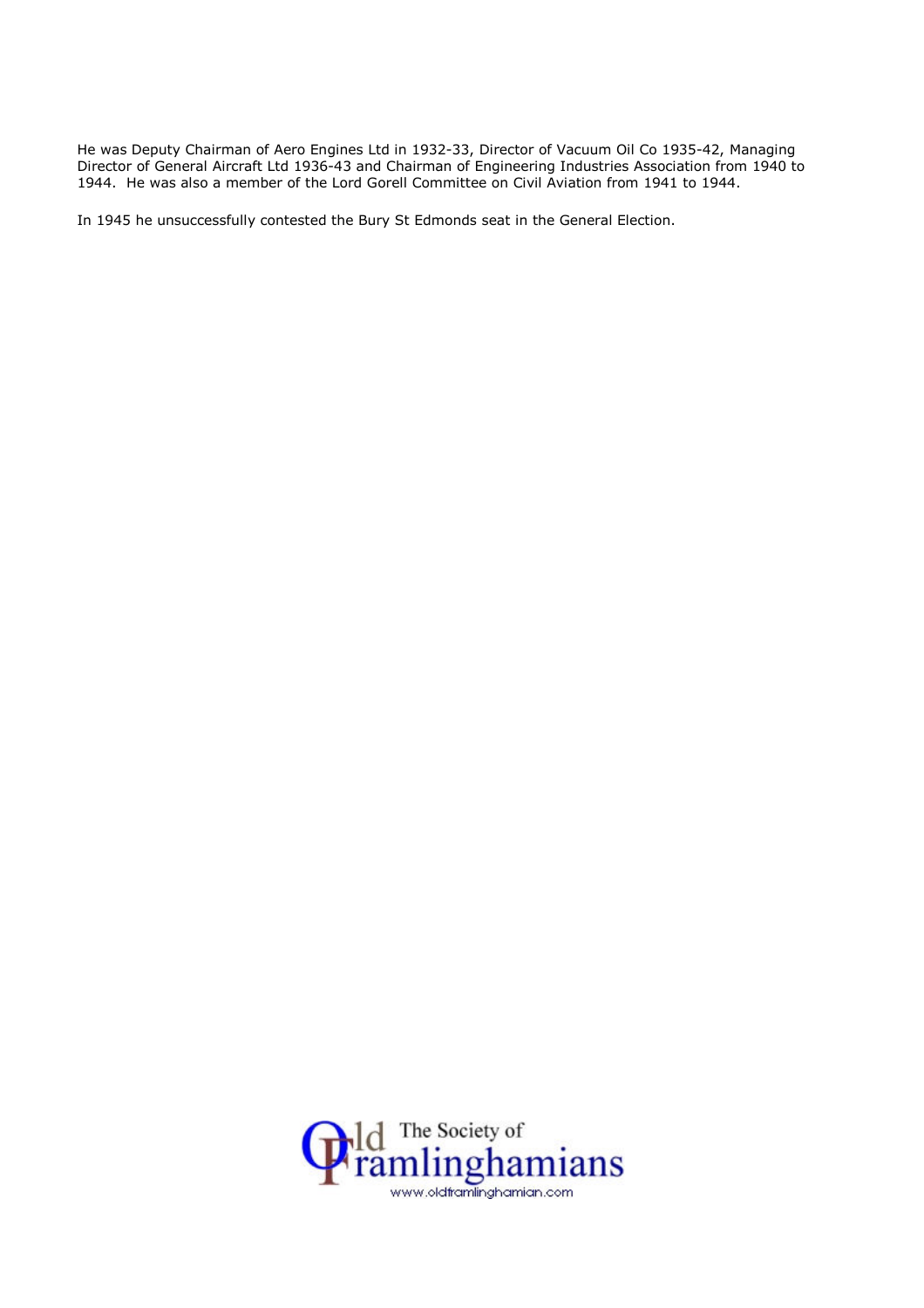He was Deputy Chairman of Aero Engines Ltd in 1932-33, Director of Vacuum Oil Co 1935-42, Managing Director of General Aircraft Ltd 1936-43 and Chairman of Engineering Industries Association from 1940 to 1944. He was also a member of the Lord Gorell Committee on Civil Aviation from 1941 to 1944.

In 1945 he unsuccessfully contested the Bury St Edmonds seat in the General Election.